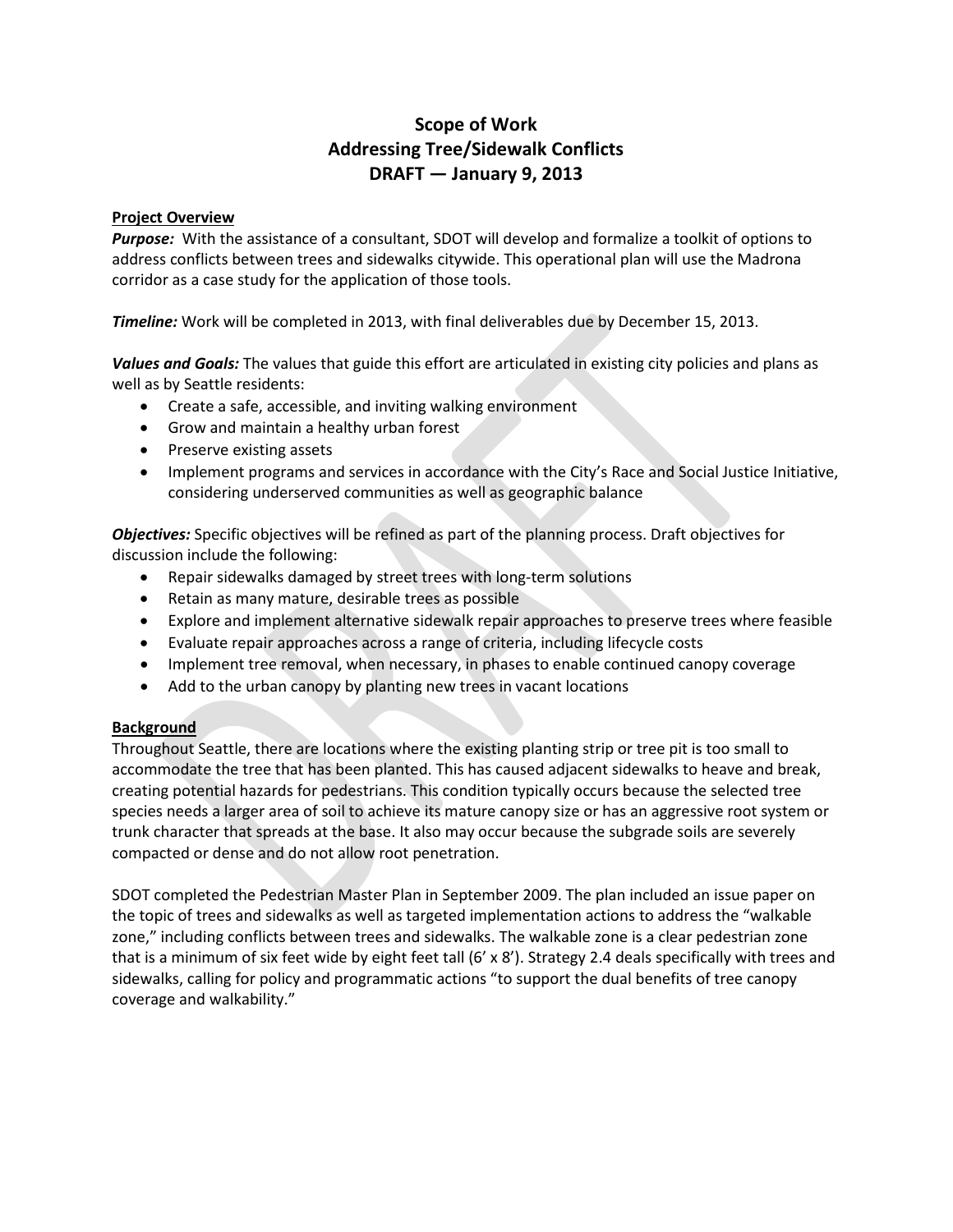# Scope of Work
# Addressing Tree/Sidewalk Conflicts
# DRAFT — January 9, 2013

## Project Overview

***Purpose:*** With the assistance of a consultant, SDOT will develop and formalize a toolkit of options to address conflicts between trees and sidewalks citywide. This operational plan will use the Madrona corridor as a case study for the application of those tools.

***Timeline:*** Work will be completed in 2013, with final deliverables due by December 15, 2013.

***Values and Goals:*** The values that guide this effort are articulated in existing city policies and plans as well as by Seattle residents:

- Create a safe, accessible, and inviting walking environment
- Grow and maintain a healthy urban forest
- Preserve existing assets
- Implement programs and services in accordance with the City's Race and Social Justice Initiative, considering underserved communities as well as geographic balance

***Objectives:*** Specific objectives will be refined as part of the planning process. Draft objectives for discussion include the following:

- Repair sidewalks damaged by street trees with long-term solutions
- Retain as many mature, desirable trees as possible
- Explore and implement alternative sidewalk repair approaches to preserve trees where feasible
- Evaluate repair approaches across a range of criteria, including lifecycle costs
- Implement tree removal, when necessary, in phases to enable continued canopy coverage
- Add to the urban canopy by planting new trees in vacant locations

## Background

Throughout Seattle, there are locations where the existing planting strip or tree pit is too small to accommodate the tree that has been planted. This has caused adjacent sidewalks to heave and break, creating potential hazards for pedestrians. This condition typically occurs because the selected tree species needs a larger area of soil to achieve its mature canopy size or has an aggressive root system or trunk character that spreads at the base. It also may occur because the subgrade soils are severely compacted or dense and do not allow root penetration.

SDOT completed the Pedestrian Master Plan in September 2009. The plan included an issue paper on the topic of trees and sidewalks as well as targeted implementation actions to address the "walkable zone," including conflicts between trees and sidewalks. The walkable zone is a clear pedestrian zone that is a minimum of six feet wide by eight feet tall (6' x 8'). Strategy 2.4 deals specifically with trees and sidewalks, calling for policy and programmatic actions "to support the dual benefits of tree canopy coverage and walkability."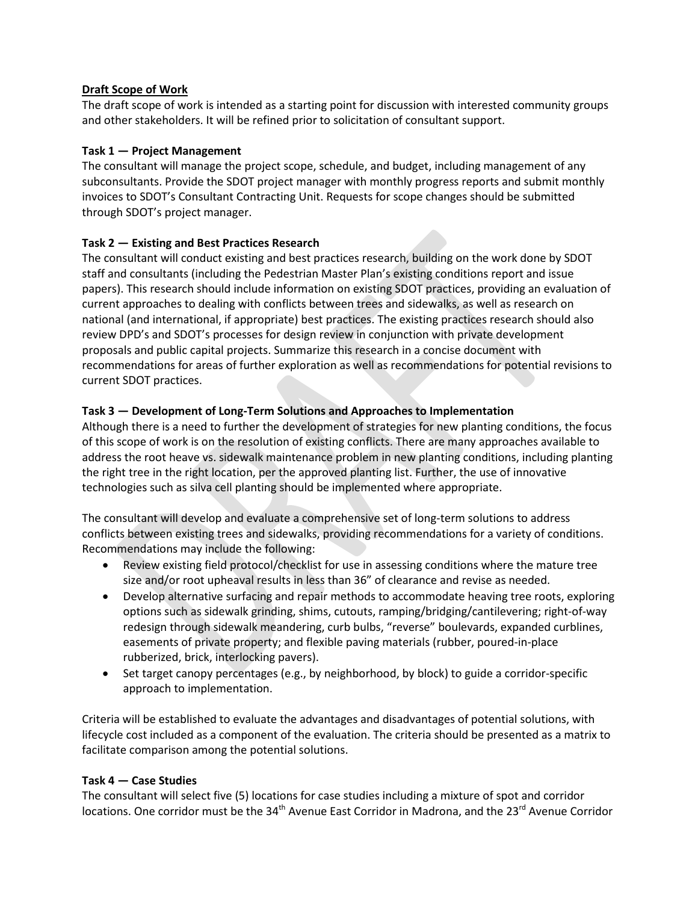**Draft Scope of Work**

The draft scope of work is intended as a starting point for discussion with interested community groups and other stakeholders. It will be refined prior to solicitation of consultant support.

**Task 1 — Project Management**

The consultant will manage the project scope, schedule, and budget, including management of any subconsultants. Provide the SDOT project manager with monthly progress reports and submit monthly invoices to SDOT's Consultant Contracting Unit. Requests for scope changes should be submitted through SDOT's project manager.

**Task 2 — Existing and Best Practices Research**

The consultant will conduct existing and best practices research, building on the work done by SDOT staff and consultants (including the Pedestrian Master Plan's existing conditions report and issue papers). This research should include information on existing SDOT practices, providing an evaluation of current approaches to dealing with conflicts between trees and sidewalks, as well as research on national (and international, if appropriate) best practices. The existing practices research should also review DPD's and SDOT's processes for design review in conjunction with private development proposals and public capital projects. Summarize this research in a concise document with recommendations for areas of further exploration as well as recommendations for potential revisions to current SDOT practices.

**Task 3 — Development of Long-Term Solutions and Approaches to Implementation**

Although there is a need to further the development of strategies for new planting conditions, the focus of this scope of work is on the resolution of existing conflicts. There are many approaches available to address the root heave vs. sidewalk maintenance problem in new planting conditions, including planting the right tree in the right location, per the approved planting list. Further, the use of innovative technologies such as silva cell planting should be implemented where appropriate.

The consultant will develop and evaluate a comprehensive set of long-term solutions to address conflicts between existing trees and sidewalks, providing recommendations for a variety of conditions. Recommendations may include the following:

- Review existing field protocol/checklist for use in assessing conditions where the mature tree size and/or root upheaval results in less than 36" of clearance and revise as needed.
- Develop alternative surfacing and repair methods to accommodate heaving tree roots, exploring options such as sidewalk grinding, shims, cutouts, ramping/bridging/cantilevering; right-of-way redesign through sidewalk meandering, curb bulbs, "reverse" boulevards, expanded curblines, easements of private property; and flexible paving materials (rubber, poured-in-place rubberized, brick, interlocking pavers).
- Set target canopy percentages (e.g., by neighborhood, by block) to guide a corridor-specific approach to implementation.

Criteria will be established to evaluate the advantages and disadvantages of potential solutions, with lifecycle cost included as a component of the evaluation. The criteria should be presented as a matrix to facilitate comparison among the potential solutions.

**Task 4 — Case Studies**

The consultant will select five (5) locations for case studies including a mixture of spot and corridor locations. One corridor must be the 34th Avenue East Corridor in Madrona, and the 23rd Avenue Corridor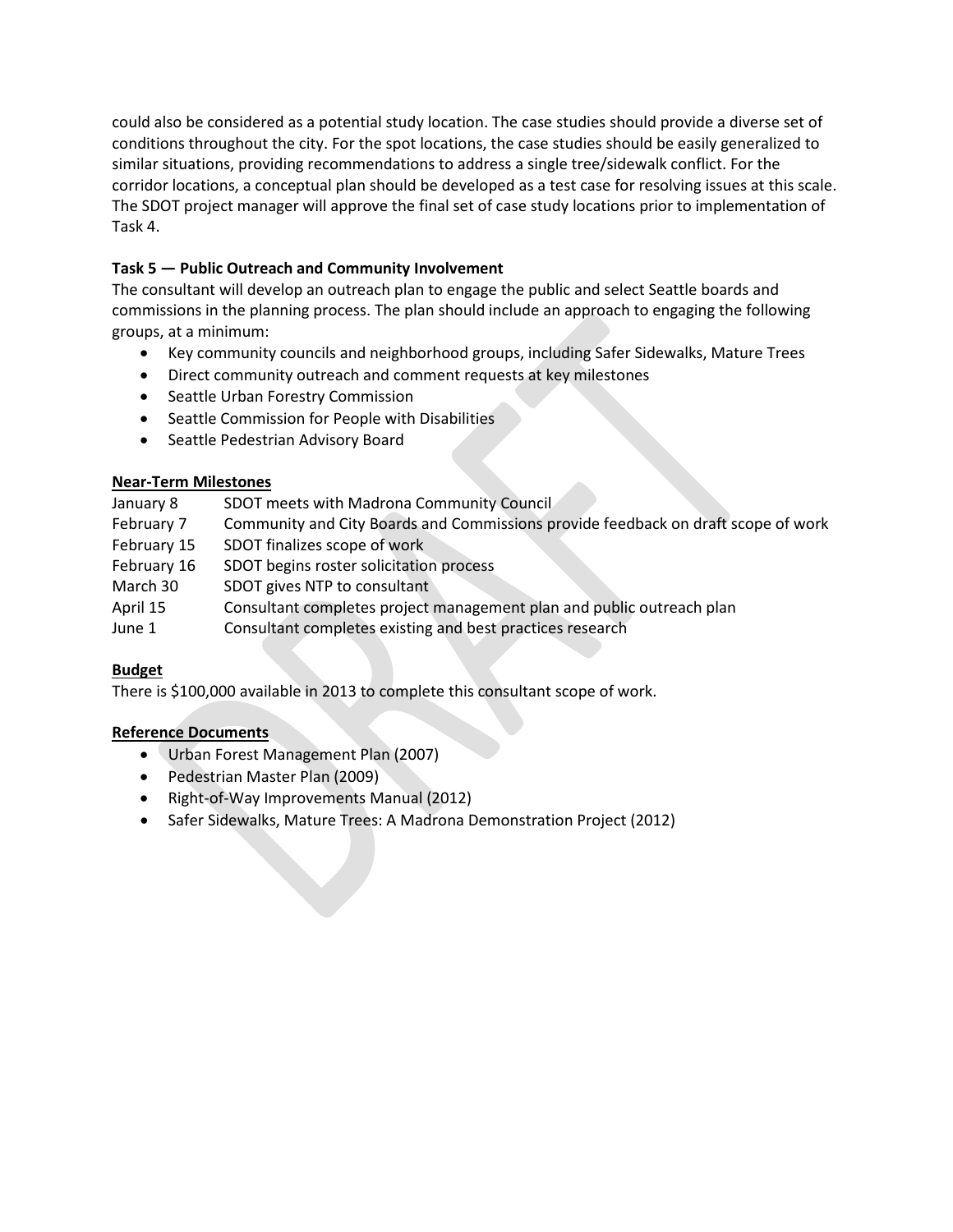could also be considered as a potential study location. The case studies should provide a diverse set of conditions throughout the city. For the spot locations, the case studies should be easily generalized to similar situations, providing recommendations to address a single tree/sidewalk conflict. For the corridor locations, a conceptual plan should be developed as a test case for resolving issues at this scale. The SDOT project manager will approve the final set of case study locations prior to implementation of Task 4.

**Task 5 — Public Outreach and Community Involvement**

The consultant will develop an outreach plan to engage the public and select Seattle boards and commissions in the planning process. The plan should include an approach to engaging the following groups, at a minimum:

- Key community councils and neighborhood groups, including Safer Sidewalks, Mature Trees
- Direct community outreach and comment requests at key milestones
- Seattle Urban Forestry Commission
- Seattle Commission for People with Disabilities
- Seattle Pedestrian Advisory Board

**Near-Term Milestones**

| | |
|---|---|
| January 8 | SDOT meets with Madrona Community Council |
| February 7 | Community and City Boards and Commissions provide feedback on draft scope of work |
| February 15 | SDOT finalizes scope of work |
| February 16 | SDOT begins roster solicitation process |
| March 30 | SDOT gives NTP to consultant |
| April 15 | Consultant completes project management plan and public outreach plan |
| June 1 | Consultant completes existing and best practices research |

**Budget**

There is $100,000 available in 2013 to complete this consultant scope of work.

**Reference Documents**

- Urban Forest Management Plan (2007)
- Pedestrian Master Plan (2009)
- Right-of-Way Improvements Manual (2012)
- Safer Sidewalks, Mature Trees: A Madrona Demonstration Project (2012)